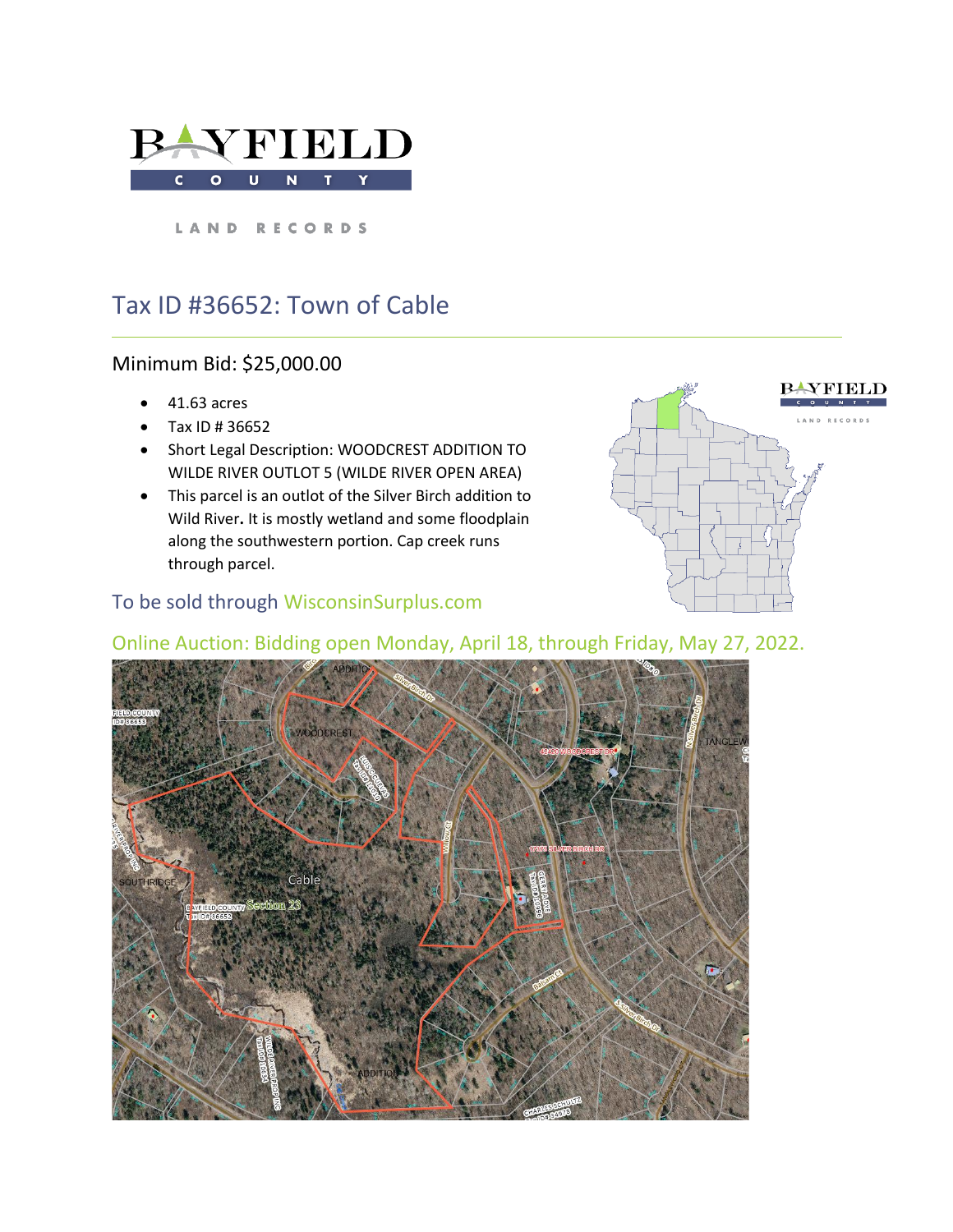BAYFIELD COUNTY

LAND RECORDS

# Tax ID #36652: Town of Cable

## Minimum Bid: $25,000.00

- 41.63 acres
- Tax ID # 36652
- Short Legal Description: WOODCREST ADDITION TO WILDE RIVER OUTLOT 5 (WILDE RIVER OPEN AREA)
- This parcel is an outlot of the Silver Birch addition to Wild River. It is mostly wetland and some floodplain along the southwestern portion. Cap creek runs through parcel.

### To be sold through WisconsinSurplus.com

### Online Auction: Bidding open Monday, April 18, through Friday, May 27, 2022.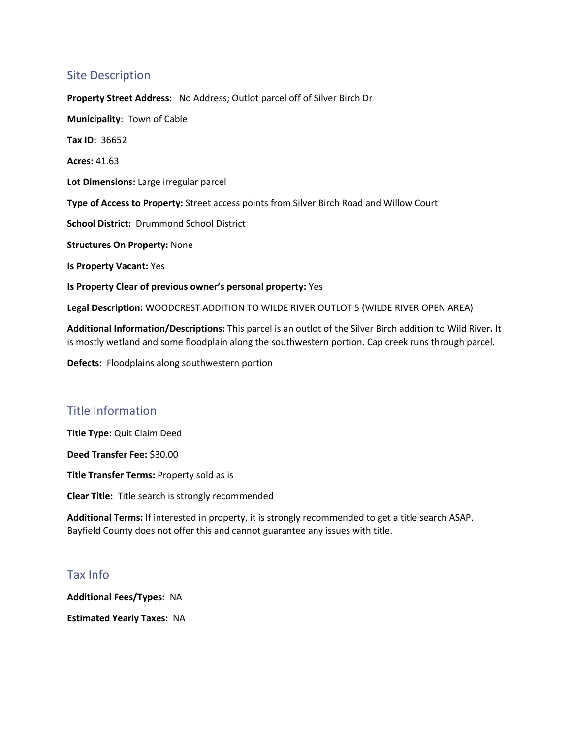## Site Description

**Property Street Address:** No Address; Outlot parcel off of Silver Birch Dr

**Municipality**: Town of Cable

**Tax ID:** 36652

**Acres:** 41.63

**Lot Dimensions:** Large irregular parcel

**Type of Access to Property:** Street access points from Silver Birch Road and Willow Court

**School District:** Drummond School District

**Structures On Property:** None

**Is Property Vacant:** Yes

**Is Property Clear of previous owner's personal property:** Yes

**Legal Description:** WOODCREST ADDITION TO WILDE RIVER OUTLOT 5 (WILDE RIVER OPEN AREA)

**Additional Information/Descriptions:** This parcel is an outlot of the Silver Birch addition to Wild River**.** It is mostly wetland and some floodplain along the southwestern portion. Cap creek runs through parcel.

**Defects:** Floodplains along southwestern portion

## Title Information

**Title Type:** Quit Claim Deed

**Deed Transfer Fee:** $30.00

**Title Transfer Terms:** Property sold as is

**Clear Title:** Title search is strongly recommended

**Additional Terms:** If interested in property, it is strongly recommended to get a title search ASAP. Bayfield County does not offer this and cannot guarantee any issues with title.

## Tax Info

**Additional Fees/Types:** NA

**Estimated Yearly Taxes:** NA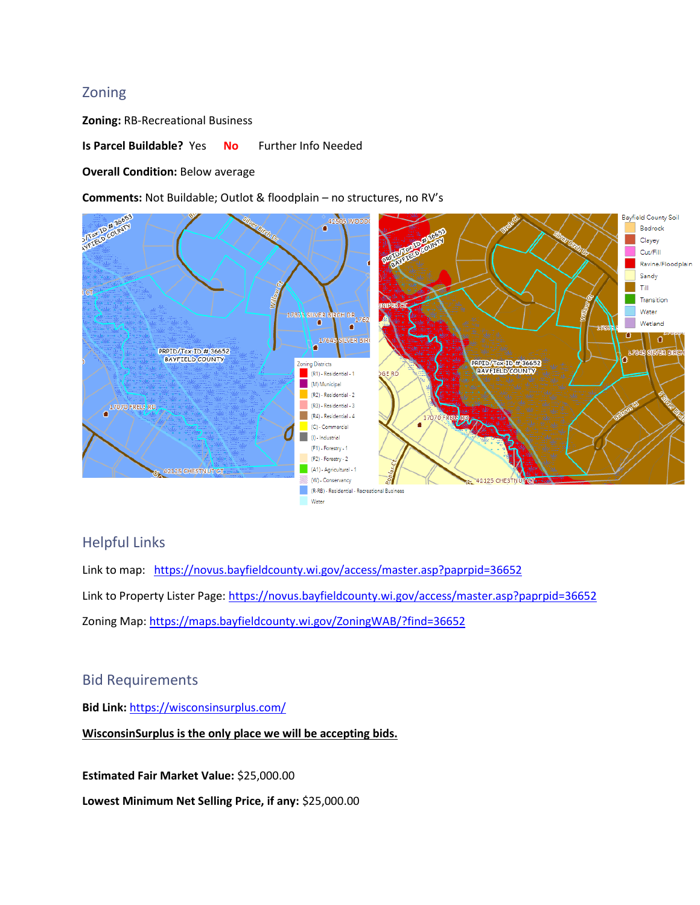## Zoning

**Zoning:** RB-Recreational Business

**Is Parcel Buildable?** Yes **No** Further Info Needed

**Overall Condition:** Below average

**Comments:** Not Buildable; Outlot & floodplain – no structures, no RV's

## Helpful Links

Link to map: https://novus.bayfieldcounty.wi.gov/access/master.asp?paprpid=36652

Link to Property Lister Page: https://novus.bayfieldcounty.wi.gov/access/master.asp?paprpid=36652

Zoning Map: https://maps.bayfieldcounty.wi.gov/ZoningWAB/?find=36652

## Bid Requirements

**Bid Link:** https://wisconsinsurplus.com/

**WisconsinSurplus is the only place we will be accepting bids.**

**Estimated Fair Market Value:** $25,000.00

**Lowest Minimum Net Selling Price, if any:** $25,000.00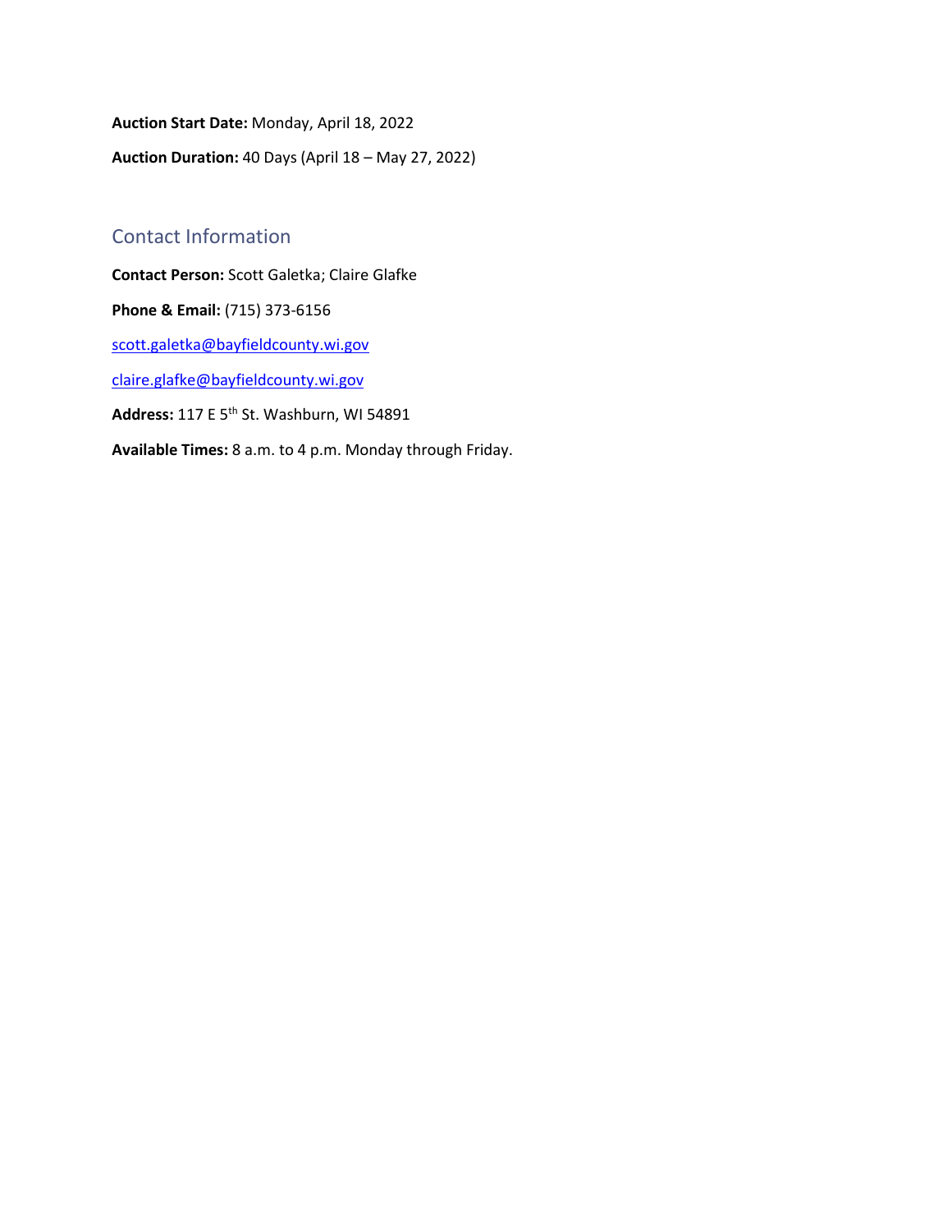**Auction Start Date:** Monday, April 18, 2022

**Auction Duration:** 40 Days (April 18 – May 27, 2022)

## Contact Information

**Contact Person:** Scott Galetka; Claire Glafke

**Phone & Email:** (715) 373-6156

scott.galetka@bayfieldcounty.wi.gov

claire.glafke@bayfieldcounty.wi.gov

**Address:** 117 E 5th St. Washburn, WI 54891

**Available Times:** 8 a.m. to 4 p.m. Monday through Friday.